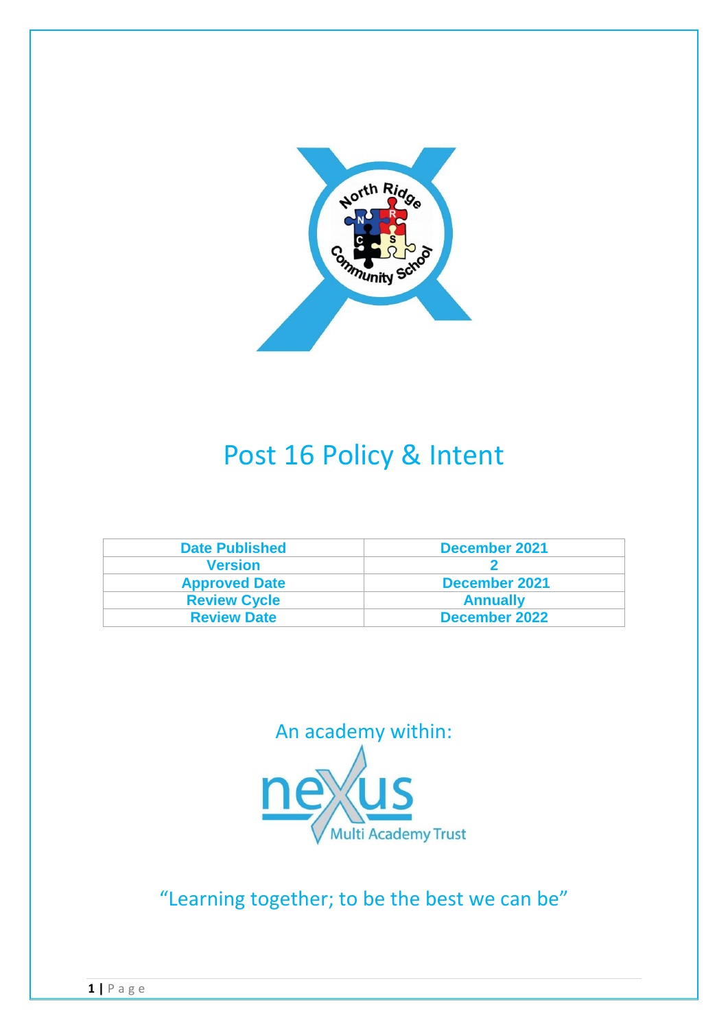# Post 16 Policy & Intent

| Date Published | December 2021 |
|---|---|
| Version | 2 |
| Approved Date | December 2021 |
| Review Cycle | Annually |
| Review Date | December 2022 |

An academy within:

“Learning together; to be the best we can be”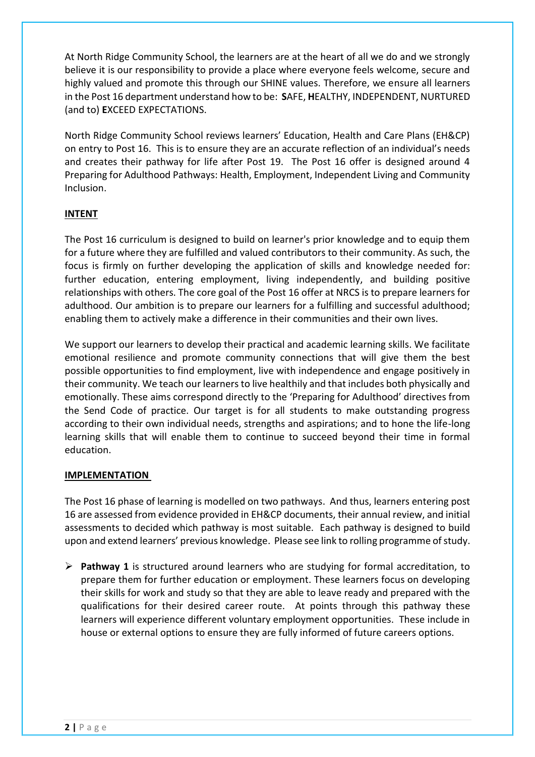At North Ridge Community School, the learners are at the heart of all we do and we strongly believe it is our responsibility to provide a place where everyone feels welcome, secure and highly valued and promote this through our SHINE values. Therefore, we ensure all learners in the Post 16 department understand how to be: **S**AFE, **H**EALTHY, INDEPENDENT, NURTURED (and to) **E**XCEED EXPECTATIONS.

North Ridge Community School reviews learners' Education, Health and Care Plans (EH&CP) on entry to Post 16. This is to ensure they are an accurate reflection of an individual's needs and creates their pathway for life after Post 19. The Post 16 offer is designed around 4 Preparing for Adulthood Pathways: Health, Employment, Independent Living and Community Inclusion.

## INTENT

The Post 16 curriculum is designed to build on learner's prior knowledge and to equip them for a future where they are fulfilled and valued contributors to their community. As such, the focus is firmly on further developing the application of skills and knowledge needed for: further education, entering employment, living independently, and building positive relationships with others. The core goal of the Post 16 offer at NRCS is to prepare learners for adulthood. Our ambition is to prepare our learners for a fulfilling and successful adulthood; enabling them to actively make a difference in their communities and their own lives.

We support our learners to develop their practical and academic learning skills. We facilitate emotional resilience and promote community connections that will give them the best possible opportunities to find employment, live with independence and engage positively in their community. We teach our learners to live healthily and that includes both physically and emotionally. These aims correspond directly to the 'Preparing for Adulthood' directives from the Send Code of practice. Our target is for all students to make outstanding progress according to their own individual needs, strengths and aspirations; and to hone the life-long learning skills that will enable them to continue to succeed beyond their time in formal education.

## IMPLEMENTATION

The Post 16 phase of learning is modelled on two pathways. And thus, learners entering post 16 are assessed from evidence provided in EH&CP documents, their annual review, and initial assessments to decided which pathway is most suitable. Each pathway is designed to build upon and extend learners' previous knowledge. Please see link to rolling programme of study.

- **Pathway 1** is structured around learners who are studying for formal accreditation, to prepare them for further education or employment. These learners focus on developing their skills for work and study so that they are able to leave ready and prepared with the qualifications for their desired career route. At points through this pathway these learners will experience different voluntary employment opportunities. These include in house or external options to ensure they are fully informed of future careers options.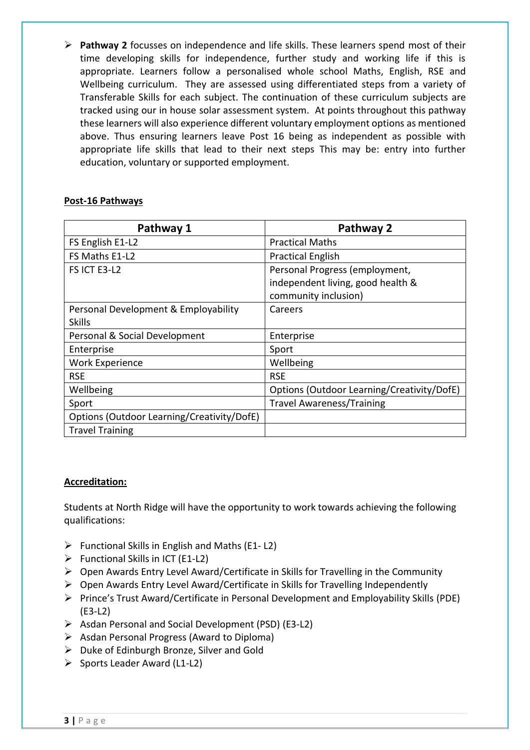- **Pathway 2** focusses on independence and life skills. These learners spend most of their time developing skills for independence, further study and working life if this is appropriate. Learners follow a personalised whole school Maths, English, RSE and Wellbeing curriculum. They are assessed using differentiated steps from a variety of Transferable Skills for each subject. The continuation of these curriculum subjects are tracked using our in house solar assessment system. At points throughout this pathway these learners will also experience different voluntary employment options as mentioned above. Thus ensuring learners leave Post 16 being as independent as possible with appropriate life skills that lead to their next steps This may be: entry into further education, voluntary or supported employment.

**Post-16 Pathways**

| Pathway 1 | Pathway 2 |
|---|---|
| FS English E1-L2 | Practical Maths |
| FS Maths E1-L2 | Practical English |
| FS ICT E3-L2 | Personal Progress (employment, independent living, good health & community inclusion) |
| Personal Development & Employability Skills | Careers |
| Personal & Social Development | Enterprise |
| Enterprise | Sport |
| Work Experience | Wellbeing |
| RSE | RSE |
| Wellbeing | Options (Outdoor Learning/Creativity/DofE) |
| Sport | Travel Awareness/Training |
| Options (Outdoor Learning/Creativity/DofE) | |
| Travel Training | |

**Accreditation:**

Students at North Ridge will have the opportunity to work towards achieving the following qualifications:

- Functional Skills in English and Maths (E1- L2)
- Functional Skills in ICT (E1-L2)
- Open Awards Entry Level Award/Certificate in Skills for Travelling in the Community
- Open Awards Entry Level Award/Certificate in Skills for Travelling Independently
- Prince's Trust Award/Certificate in Personal Development and Employability Skills (PDE) (E3-L2)
- Asdan Personal and Social Development (PSD) (E3-L2)
- Asdan Personal Progress (Award to Diploma)
- Duke of Edinburgh Bronze, Silver and Gold
- Sports Leader Award (L1-L2)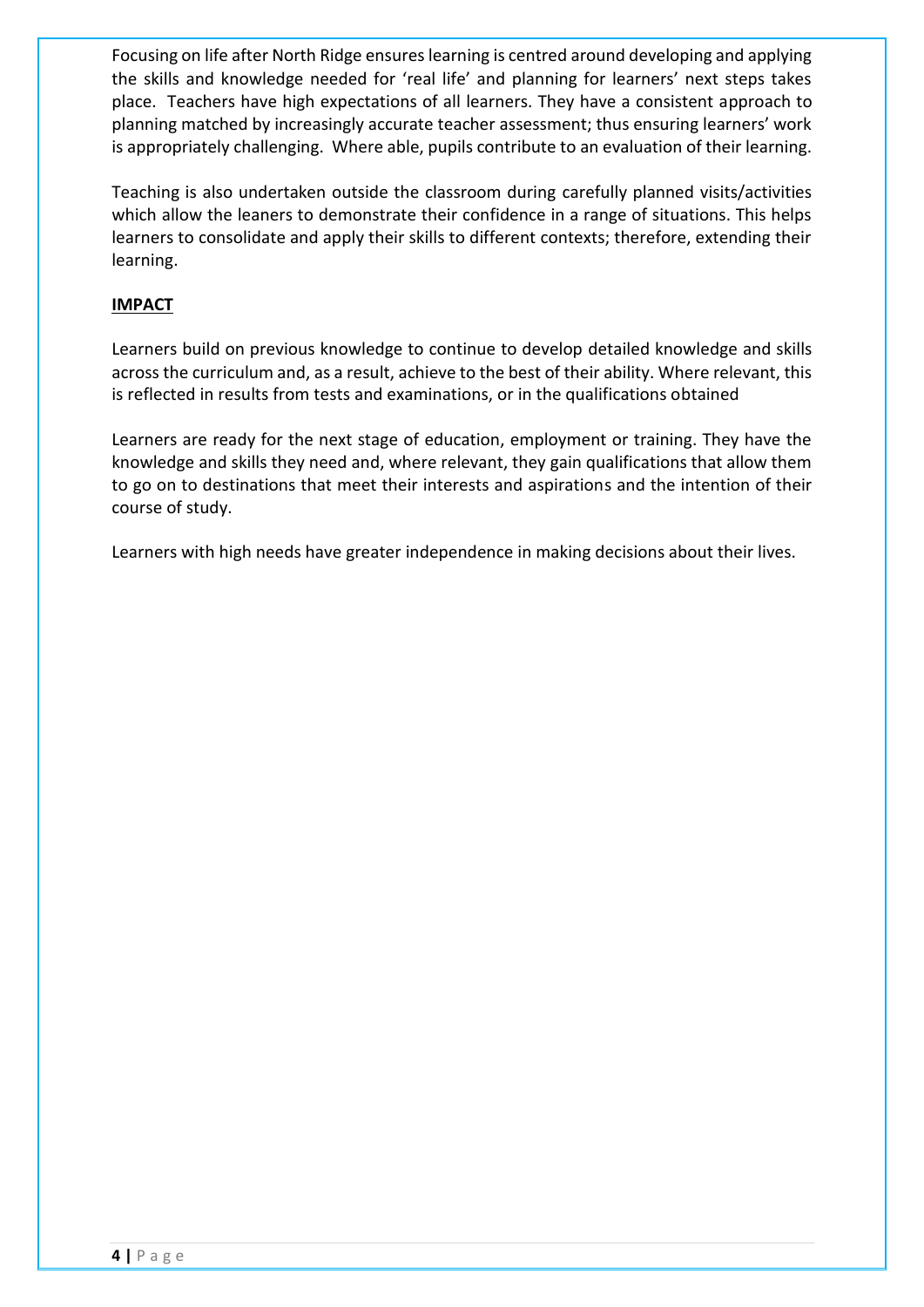Focusing on life after North Ridge ensures learning is centred around developing and applying the skills and knowledge needed for 'real life' and planning for learners' next steps takes place. Teachers have high expectations of all learners. They have a consistent approach to planning matched by increasingly accurate teacher assessment; thus ensuring learners' work is appropriately challenging. Where able, pupils contribute to an evaluation of their learning.

Teaching is also undertaken outside the classroom during carefully planned visits/activities which allow the leaners to demonstrate their confidence in a range of situations. This helps learners to consolidate and apply their skills to different contexts; therefore, extending their learning.

**IMPACT**

Learners build on previous knowledge to continue to develop detailed knowledge and skills across the curriculum and, as a result, achieve to the best of their ability. Where relevant, this is reflected in results from tests and examinations, or in the qualifications obtained

Learners are ready for the next stage of education, employment or training. They have the knowledge and skills they need and, where relevant, they gain qualifications that allow them to go on to destinations that meet their interests and aspirations and the intention of their course of study.

Learners with high needs have greater independence in making decisions about their lives.